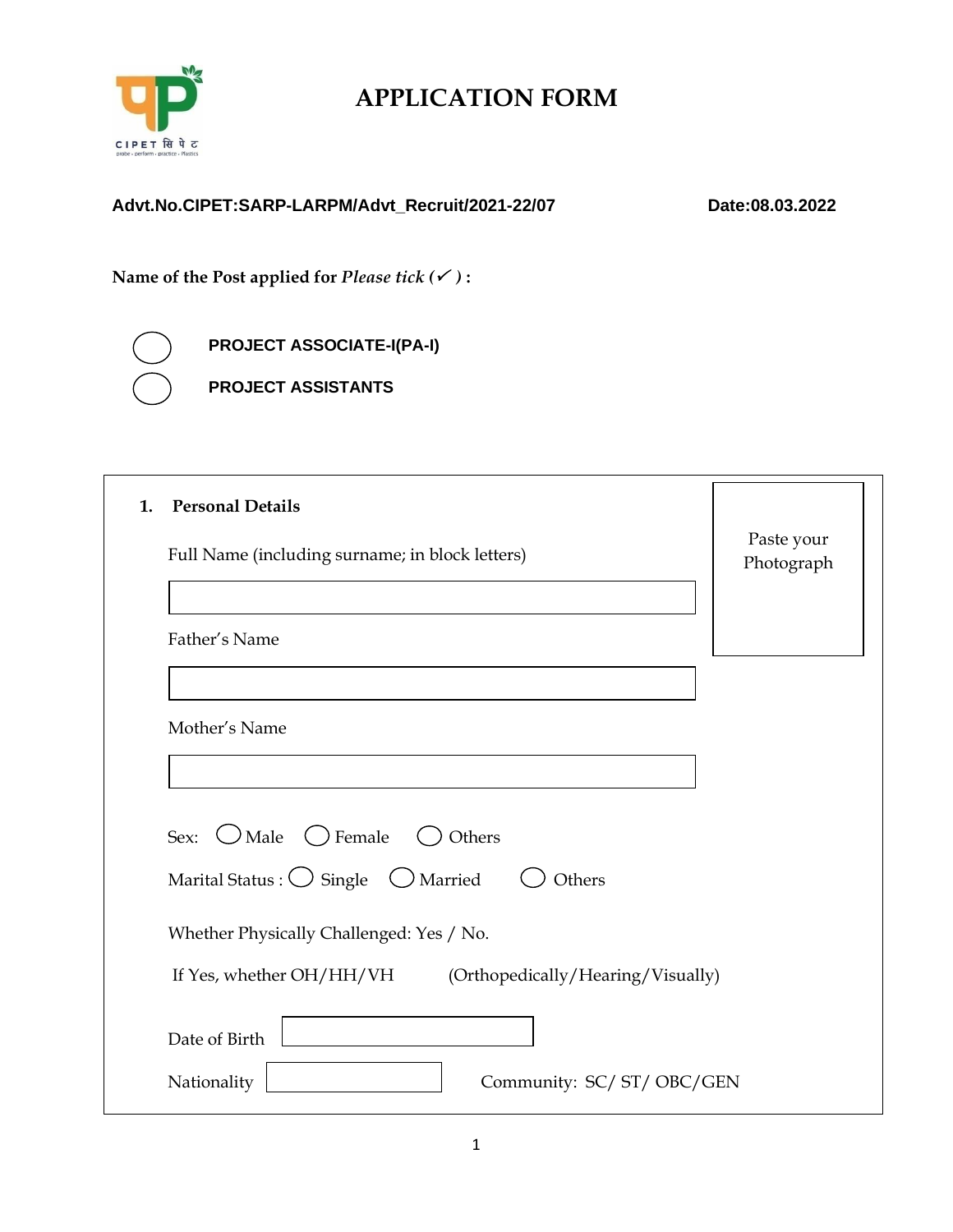CIPET सिपेट

probe • perform • practice • Plastics

# APPLICATION FORM

**Advt.No.CIPET:SARP-LARPM/Advt_Recruit/2021-22/07** **Date:08.03.2022**

**Name of the Post applied for *Please tick (✓ )* :**

◯ **PROJECT ASSOCIATE-I(PA-I)**

◯ **PROJECT ASSISTANTS**

**1. Personal Details**

Paste your Photograph

Full Name (including surname; in block letters)

Father's Name

Mother's Name

Sex: ◯ Male ◯ Female ◯ Others

Marital Status : ◯ Single ◯ Married ◯ Others

Whether Physically Challenged: Yes / No.

If Yes, whether OH/HH/VH (Orthopedically/Hearing/Visually)

Date of Birth

Nationality

Community: SC/ ST/ OBC/GEN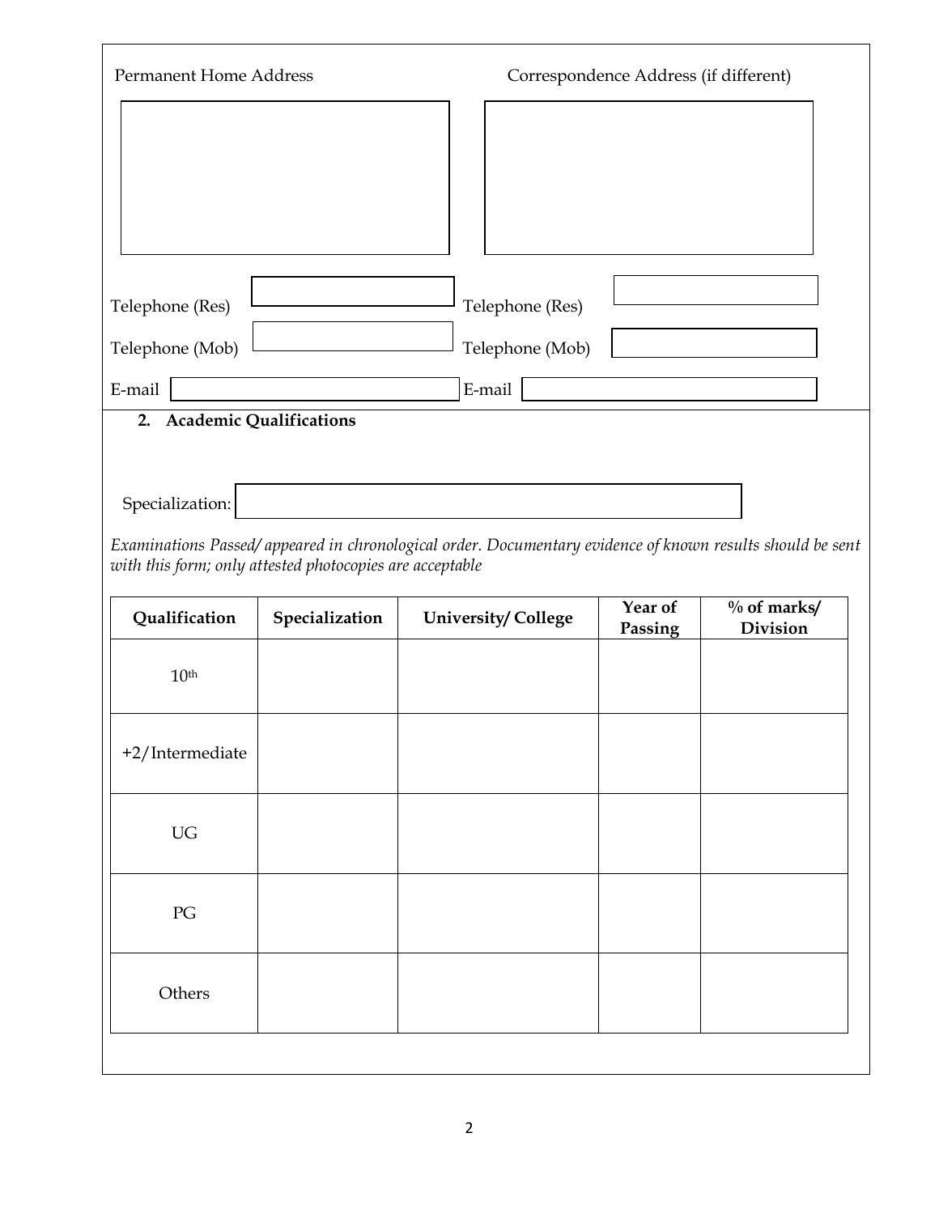Permanent Home Address | Correspondence Address (if different)

Telephone (Res) | Telephone (Res)

Telephone (Mob) | Telephone (Mob)

E-mail | E-mail

## 2. Academic Qualifications

Specialization:

*Examinations Passed/ appeared in chronological order. Documentary evidence of known results should be sent with this form; only attested photocopies are acceptable*

| Qualification | Specialization | University/ College | Year of Passing | % of marks/ Division |
|---|---|---|---|---|
| 10th | | | | |
| +2/Intermediate | | | | |
| UG | | | | |
| PG | | | | |
| Others | | | | |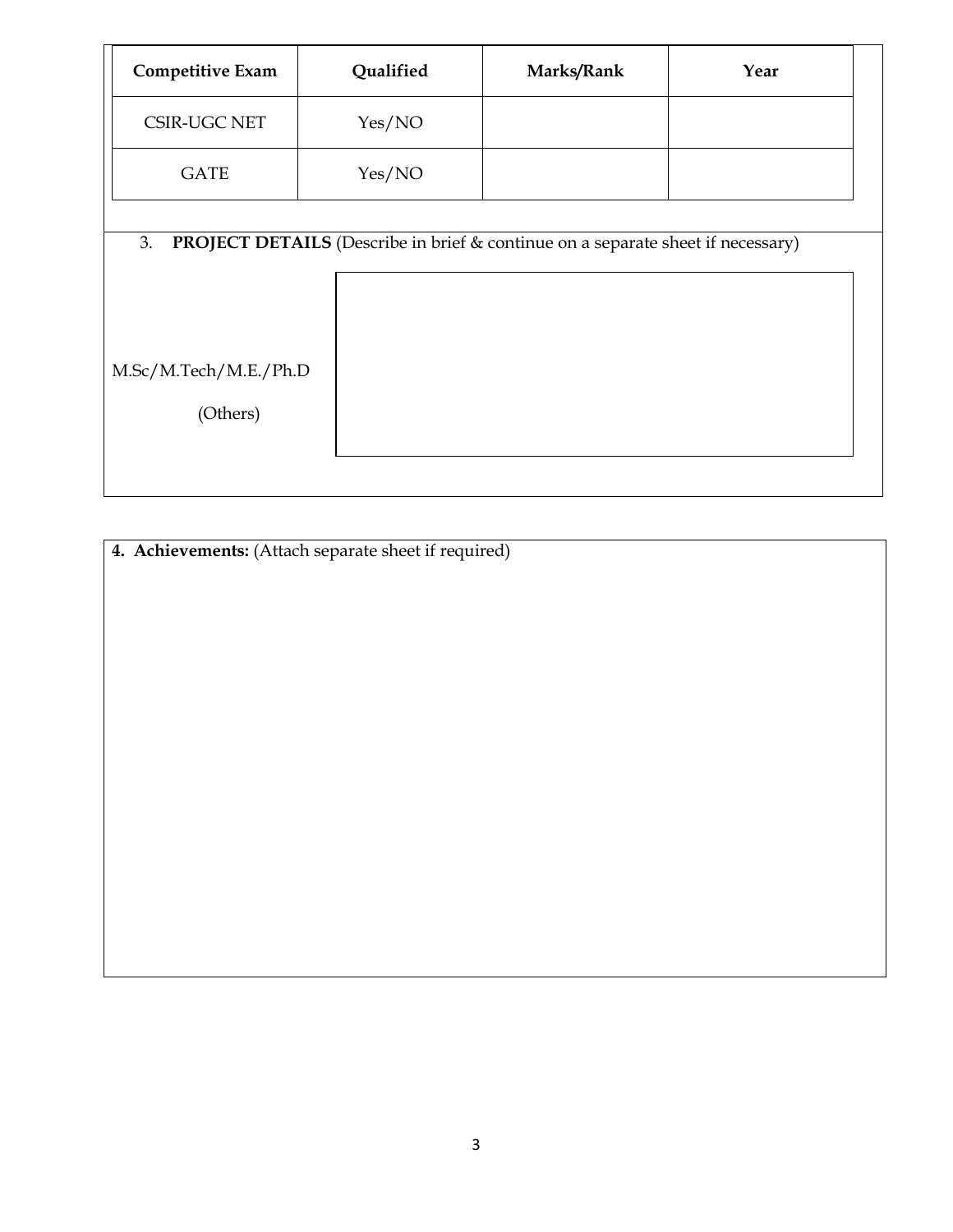| Competitive Exam | Qualified | Marks/Rank | Year |
| --- | --- | --- | --- |
| CSIR-UGC NET | Yes/NO | | |
| GATE | Yes/NO | | |

3. **PROJECT DETAILS** (Describe in brief & continue on a separate sheet if necessary)

| | |
| --- | --- |
| M.Sc/M.Tech/M.E./Ph.D (Others) | |

**4. Achievements:** (Attach separate sheet if required)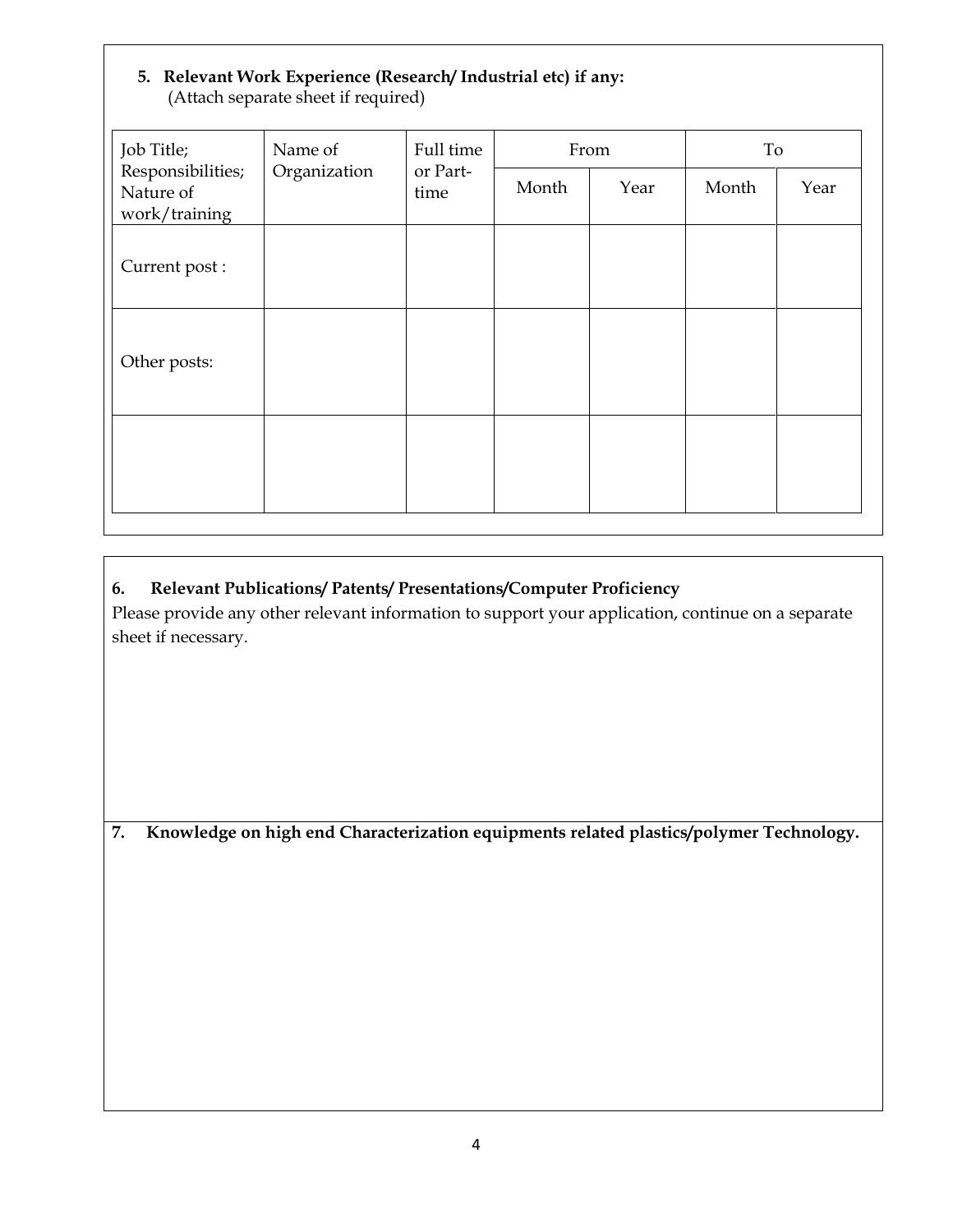**5. Relevant Work Experience (Research/ Industrial etc) if any:**
(Attach separate sheet if required)

| Job Title; Responsibilities; Nature of work/training | Name of Organization | Full time or Part-time | From | | To | |
|---|---|---|---|---|---|---|
| | | | Month | Year | Month | Year |
| Current post : | | | | | | |
| Other posts: | | | | | | |
| | | | | | | |

**6. Relevant Publications/ Patents/ Presentations/Computer Proficiency**

Please provide any other relevant information to support your application, continue on a separate sheet if necessary.

**7. Knowledge on high end Characterization equipments related plastics/polymer Technology.**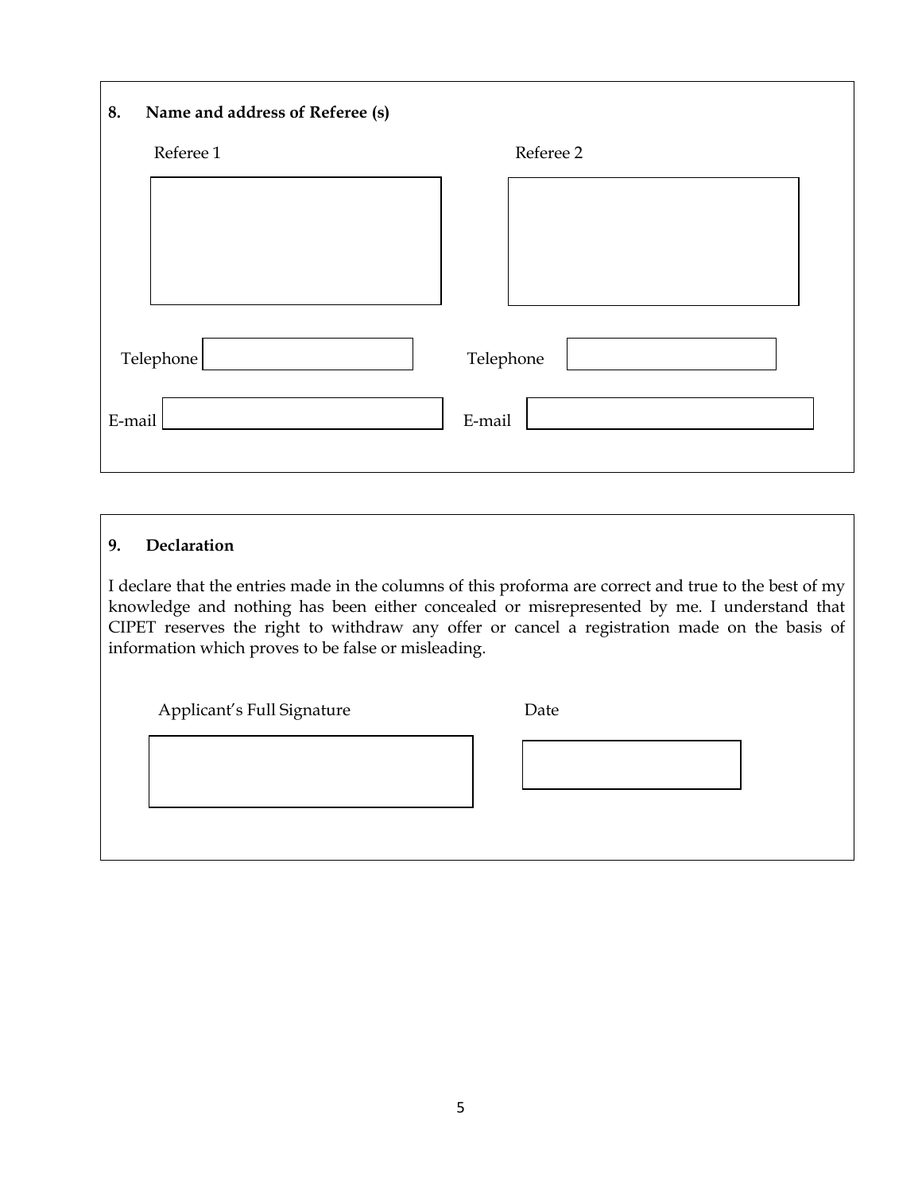### 8. Name and address of Referee (s)

| Referee 1 | Referee 2 |
|---|---|
| | |
| Telephone | Telephone |
| E-mail | E-mail |

### 9. Declaration

I declare that the entries made in the columns of this proforma are correct and true to the best of my knowledge and nothing has been either concealed or misrepresented by me. I understand that CIPET reserves the right to withdraw any offer or cancel a registration made on the basis of information which proves to be false or misleading.

| Applicant's Full Signature | Date |
|---|---|
| | |